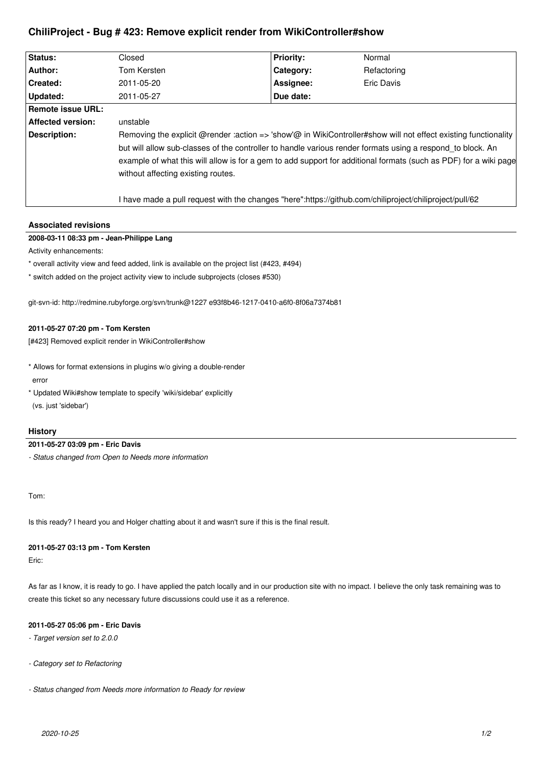# ChiliProject - Bug # 423: Remove explicit render from WikiController#show

| Status: | Closed | Priority: | Normal |
|---|---|---|---|
| Author: | Tom Kersten | Category: | Refactoring |
| Created: | 2011-05-20 | Assignee: | Eric Davis |
| Updated: | 2011-05-27 | Due date: | |
| Remote issue URL: | | | |
| Affected version: | unstable | | |
| Description: | Removing the explicit @render :action => 'show'@ in WikiController#show will not effect existing functionality but will allow sub-classes of the controller to handle various render formats using a respond_to block. An example of what this will allow is for a gem to add support for additional formats (such as PDF) for a wiki page without affecting existing routes.<br><br>I have made a pull request with the changes "here":https://github.com/chiliproject/chiliproject/pull/62 | | |

## Associated revisions

### 2008-03-11 08:33 pm - Jean-Philippe Lang

Activity enhancements:

* overall activity view and feed added, link is available on the project list (#423, #494)
* switch added on the project activity view to include subprojects (closes #530)

git-svn-id: http://redmine.rubyforge.org/svn/trunk@1227 e93f8b46-1217-0410-a6f0-8f06a7374b81

### 2011-05-27 07:20 pm - Tom Kersten

[#423] Removed explicit render in WikiController#show

* Allows for format extensions in plugins w/o giving a double-render error
* Updated Wiki#show template to specify 'wiki/sidebar' explicitly (vs. just 'sidebar')

## History

### 2011-05-27 03:09 pm - Eric Davis

*- Status changed from Open to Needs more information*

Tom:

Is this ready? I heard you and Holger chatting about it and wasn't sure if this is the final result.

### 2011-05-27 03:13 pm - Tom Kersten

Eric:

As far as I know, it is ready to go. I have applied the patch locally and in our production site with no impact. I believe the only task remaining was to create this ticket so any necessary future discussions could use it as a reference.

### 2011-05-27 05:06 pm - Eric Davis

*- Target version set to 2.0.0*

*- Category set to Refactoring*

*- Status changed from Needs more information to Ready for review*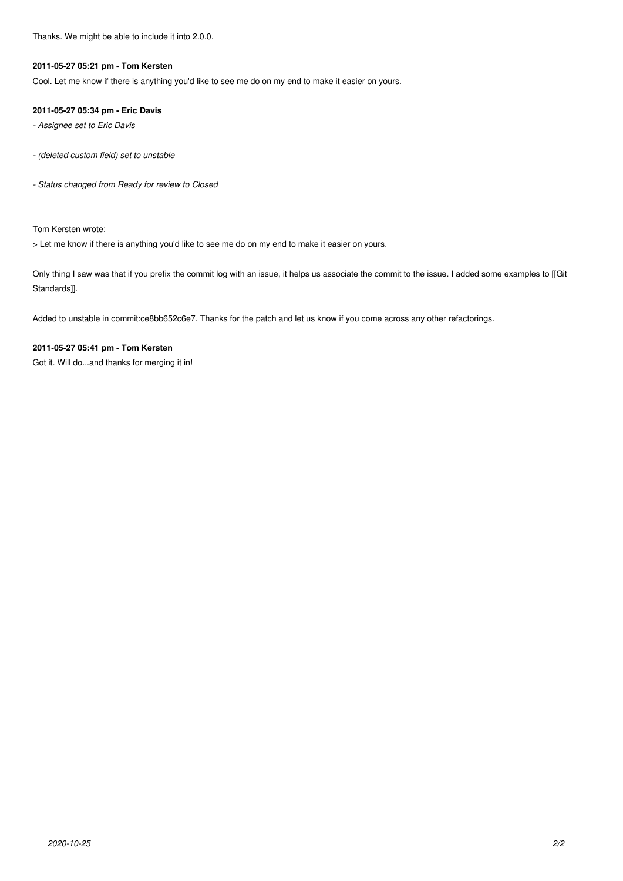Thanks. We might be able to include it into 2.0.0.

#### 2011-05-27 05:21 pm - Tom Kersten

Cool. Let me know if there is anything you'd like to see me do on my end to make it easier on yours.

#### 2011-05-27 05:34 pm - Eric Davis

- *Assignee set to Eric Davis*
- *(deleted custom field) set to unstable*
- *Status changed from Ready for review to Closed*

Tom Kersten wrote:

> Let me know if there is anything you'd like to see me do on my end to make it easier on yours.

Only thing I saw was that if you prefix the commit log with an issue, it helps us associate the commit to the issue. I added some examples to [[Git Standards]].

Added to unstable in commit:ce8bb652c6e7. Thanks for the patch and let us know if you come across any other refactorings.

#### 2011-05-27 05:41 pm - Tom Kersten

Got it. Will do...and thanks for merging it in!